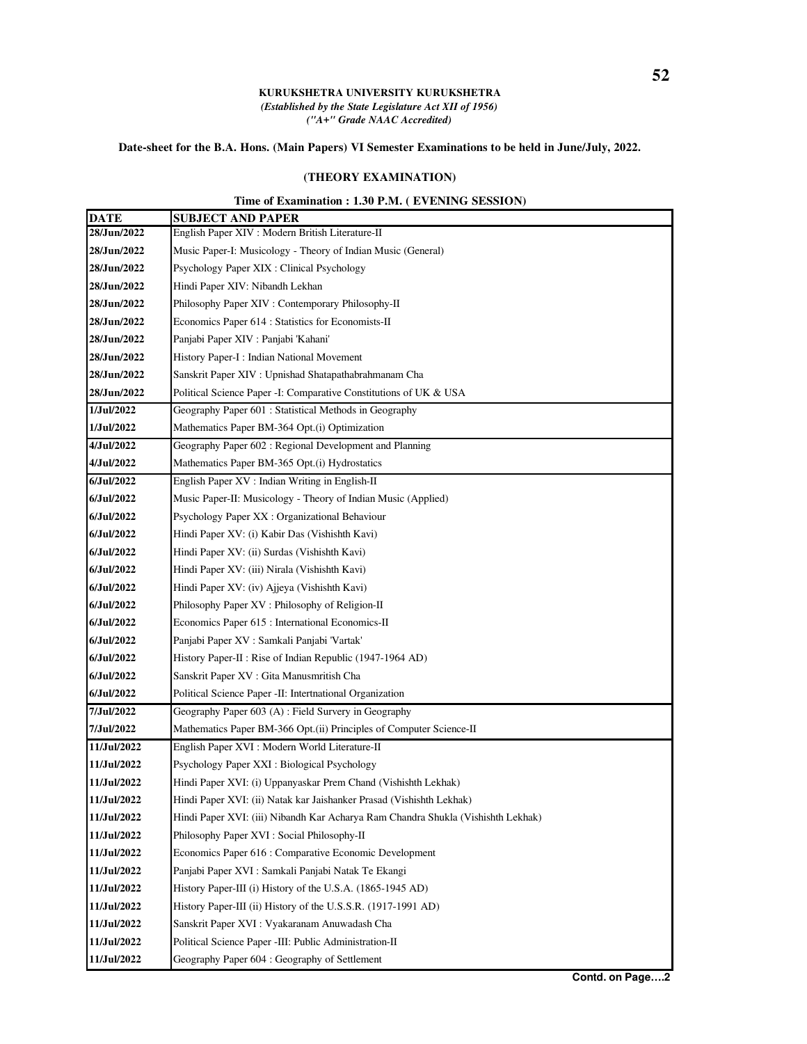**KURUKSHETRA UNIVERSITY KURUKSHETRA**

*(Established by the State Legislature Act XII of 1956)*

*("A+" Grade NAAC Accredited)*

**Date-sheet for the B.A. Hons. (Main Papers) VI Semester Examinations to be held in June/July, 2022.**

**(THEORY EXAMINATION)**

**Time of Examination : 1.30 P.M. ( EVENING SESSION)**

| DATE | SUBJECT AND PAPER |
|---|---|
| 28/Jun/2022 | English Paper XIV : Modern British Literature-II |
| 28/Jun/2022 | Music Paper-I: Musicology - Theory of Indian Music (General) |
| 28/Jun/2022 | Psychology Paper XIX : Clinical Psychology |
| 28/Jun/2022 | Hindi Paper XIV: Nibandh Lekhan |
| 28/Jun/2022 | Philosophy Paper XIV : Contemporary Philosophy-II |
| 28/Jun/2022 | Economics Paper 614 : Statistics for Economists-II |
| 28/Jun/2022 | Panjabi Paper XIV : Panjabi 'Kahani' |
| 28/Jun/2022 | History Paper-I : Indian National Movement |
| 28/Jun/2022 | Sanskrit Paper XIV : Upnishad Shatapathabrahmanam Cha |
| 28/Jun/2022 | Political Science Paper -I: Comparative Constitutions of UK & USA |
| 1/Jul/2022 | Geography Paper 601 : Statistical Methods in Geography |
| 1/Jul/2022 | Mathematics Paper BM-364 Opt.(i) Optimization |
| 4/Jul/2022 | Geography Paper 602 : Regional Development and Planning |
| 4/Jul/2022 | Mathematics Paper BM-365 Opt.(i) Hydrostatics |
| 6/Jul/2022 | English Paper XV : Indian Writing in English-II |
| 6/Jul/2022 | Music Paper-II: Musicology - Theory of Indian Music (Applied) |
| 6/Jul/2022 | Psychology Paper XX : Organizational Behaviour |
| 6/Jul/2022 | Hindi Paper XV: (i) Kabir Das (Vishishth Kavi) |
| 6/Jul/2022 | Hindi Paper XV: (ii) Surdas (Vishishth Kavi) |
| 6/Jul/2022 | Hindi Paper XV: (iii) Nirala (Vishishth Kavi) |
| 6/Jul/2022 | Hindi Paper XV: (iv) Ajjeya (Vishishth Kavi) |
| 6/Jul/2022 | Philosophy Paper XV : Philosophy of Religion-II |
| 6/Jul/2022 | Economics Paper 615 : International Economics-II |
| 6/Jul/2022 | Panjabi Paper XV : Samkali Panjabi 'Vartak' |
| 6/Jul/2022 | History Paper-II : Rise of Indian Republic (1947-1964 AD) |
| 6/Jul/2022 | Sanskrit Paper XV : Gita Manusmritish Cha |
| 6/Jul/2022 | Political Science Paper -II: Intertnational Organization |
| 7/Jul/2022 | Geography Paper 603 (A) : Field Survery in Geography |
| 7/Jul/2022 | Mathematics Paper BM-366 Opt.(ii) Principles of Computer Science-II |
| 11/Jul/2022 | English Paper XVI : Modern World Literature-II |
| 11/Jul/2022 | Psychology Paper XXI : Biological Psychology |
| 11/Jul/2022 | Hindi Paper XVI: (i) Uppanyaskar Prem Chand (Vishishth Lekhak) |
| 11/Jul/2022 | Hindi Paper XVI: (ii) Natak kar Jaishanker Prasad (Vishishth Lekhak) |
| 11/Jul/2022 | Hindi Paper XVI: (iii) Nibandh Kar Acharya Ram Chandra Shukla (Vishishth Lekhak) |
| 11/Jul/2022 | Philosophy Paper XVI : Social Philosophy-II |
| 11/Jul/2022 | Economics Paper 616 : Comparative Economic Development |
| 11/Jul/2022 | Panjabi Paper XVI : Samkali Panjabi Natak Te Ekangi |
| 11/Jul/2022 | History Paper-III (i) History of the U.S.A. (1865-1945 AD) |
| 11/Jul/2022 | History Paper-III (ii) History of the U.S.S.R. (1917-1991 AD) |
| 11/Jul/2022 | Sanskrit Paper XVI : Vyakaranam Anuwadash Cha |
| 11/Jul/2022 | Political Science Paper -III: Public Administration-II |
| 11/Jul/2022 | Geography Paper 604 : Geography of Settlement |

**Contd. on Page….2**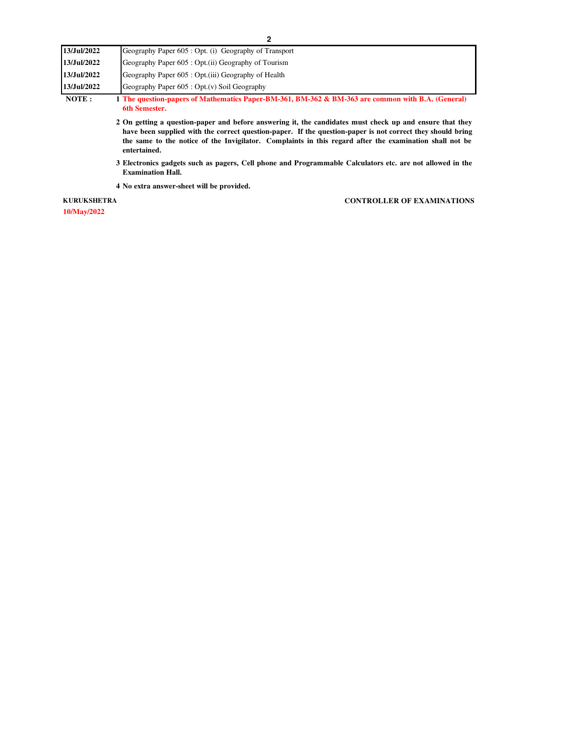| | |
|---|---|
| 13/Jul/2022 | Geography Paper 605 : Opt. (i) Geography of Transport |
| 13/Jul/2022 | Geography Paper 605 : Opt.(ii) Geography of Tourism |
| 13/Jul/2022 | Geography Paper 605 : Opt.(iii) Geography of Health |
| 13/Jul/2022 | Geography Paper 605 : Opt.(v) Soil Geography |

**NOTE :**

1. **The question-papers of Mathematics Paper-BM-361, BM-362 & BM-363 are common with B.A. (General) 6th Semester.**
2. **On getting a question-paper and before answering it, the candidates must check up and ensure that they have been supplied with the correct question-paper. If the question-paper is not correct they should bring the same to the notice of the Invigilator. Complaints in this regard after the examination shall not be entertained.**
3. **Electronics gadgets such as pagers, Cell phone and Programmable Calculators etc. are not allowed in the Examination Hall.**
4. **No extra answer-sheet will be provided.**

**KURUKSHETRA** **CONTROLLER OF EXAMINATIONS**

**10/May/2022**